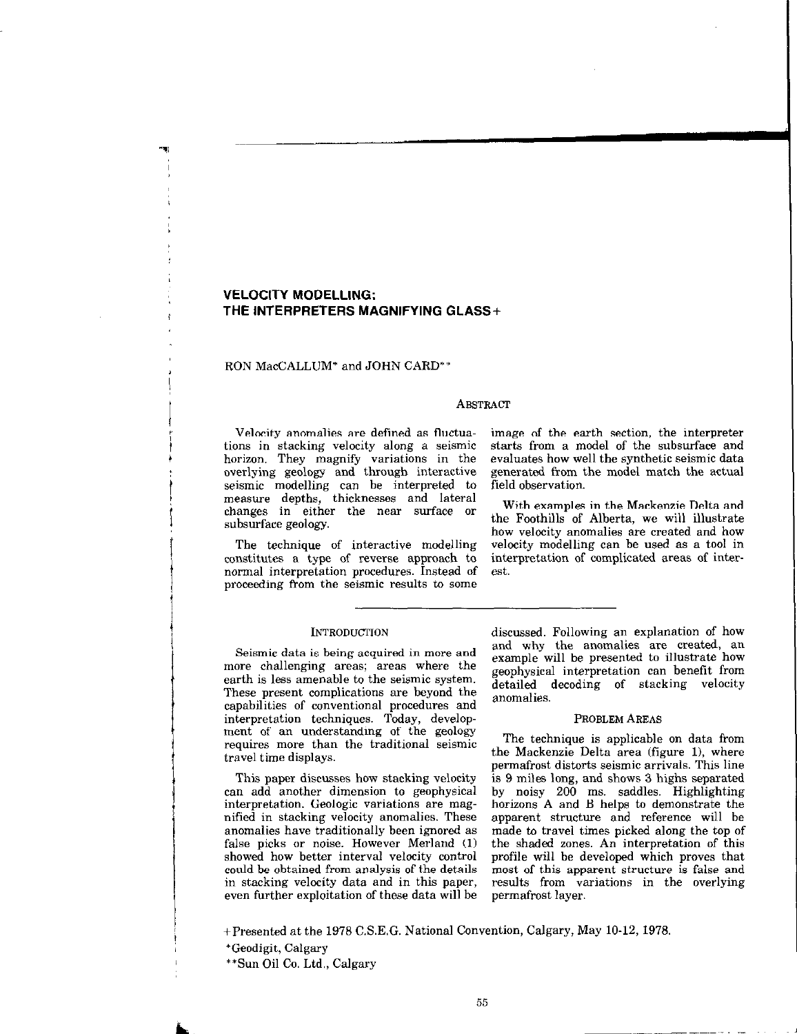# VELOCITY MODELLING: THE INTERPRETERS MAGNIFYING GLASS+

RON MacCALLUM* and JOHN CARD**

## Abstract

Velocity anomalies are defined as fluctuations in stacking velocity along a seismic horizon. They magnify variations in the overlying geology and through interactive seismic modelling can be interpreted to measure depths, thicknesses and lateral changes in either the near surface or subsurface geology.

The technique of interactive modelling constitutes a type of reverse approach to normal interpretation procedures. Instead of proceeding from the seismic results to some image of the earth section, the interpreter starts from a model of the subsurface and evaluates how well the synthetic seismic data generated from the model match the actual field observation.

With examples in the Mackenzie Delta and the Foothills of Alberta, we will illustrate how velocity anomalies are created and how velocity modelling can be used as a tool in interpretation of complicated areas of interest.

## Introduction

Seismic data is being acquired in more and more challenging areas; areas where the earth is less amenable to the seismic system. These present complications are beyond the capabilities of conventional procedures and interpretation techniques. Today, development of an understanding of the geology requires more than the traditional seismic travel time displays.

This paper discusses how stacking velocity can add another dimension to geophysical interpretation. Geologic variations are magnified in stacking velocity anomalies. These anomalies have traditionally been ignored as false picks or noise. However Merland (1) showed how better interval velocity control could be obtained from analysis of the details in stacking velocity data and in this paper, even further exploitation of these data will be discussed. Following an explanation of how and why the anomalies are created, an example will be presented to illustrate how geophysical interpretation can benefit from detailed decoding of stacking velocity anomalies.

## Problem Areas

The technique is applicable on data from the Mackenzie Delta area (figure 1), where permafrost distorts seismic arrivals. This line is 9 miles long, and shows 3 highs separated by noisy 200 ms. saddles. Highlighting horizons A and B helps to demonstrate the apparent structure and reference will be made to travel times picked along the top of the shaded zones. An interpretation of this profile will be developed which proves that most of this apparent structure is false and results from variations in the overlying permafrost layer.

+Presented at the 1978 C.S.E.G. National Convention, Calgary, May 10-12, 1978.

*Geodigit, Calgary

**Sun Oil Co. Ltd., Calgary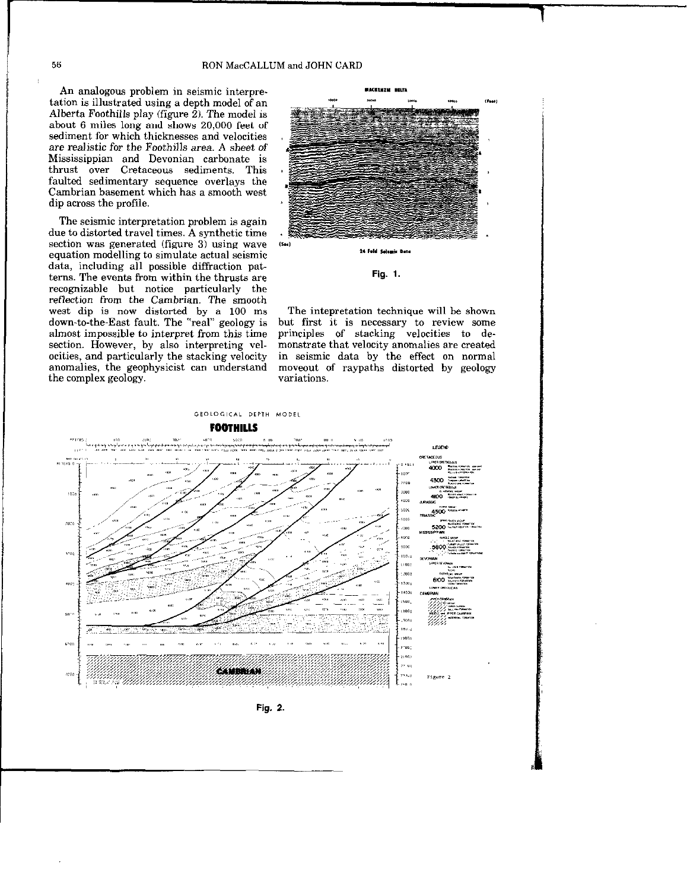An analogous problem in seismic interpretation is illustrated using a depth model of an Alberta Foothills play (figure 2). The model is about 6 miles long and shows 20,000 feet of sediment for which thicknesses and velocities are realistic for the Foothills area. A sheet of Mississippian and Devonian carbonate is thrust over Cretaceous sediments. This faulted sedimentary sequence overlays the Cambrian basement which has a smooth west dip across the profile.

The seismic interpretation problem is again due to distorted travel times. A synthetic time section was generated (figure 3) using wave equation modelling to simulate actual seismic data, including all possible diffraction patterns. The events from within the thrusts are recognizable but notice particularly the reflection from the Cambrian. The smooth west dip is now distorted by a 100 ms down-to-the-East fault. The "real" geology is almost impossible to interpret from this time section. However, by also interpreting velocities, and particularly the stacking velocity anomalies, the geophysicist can understand the complex geology.

Fig. 1.

The intepretation technique will be shown but first it is necessary to review some principles of stacking velocities to demonstrate that velocity anomalies are created in seismic data by the effect on normal moveout of raypaths distorted by geology variations.

Fig. 2.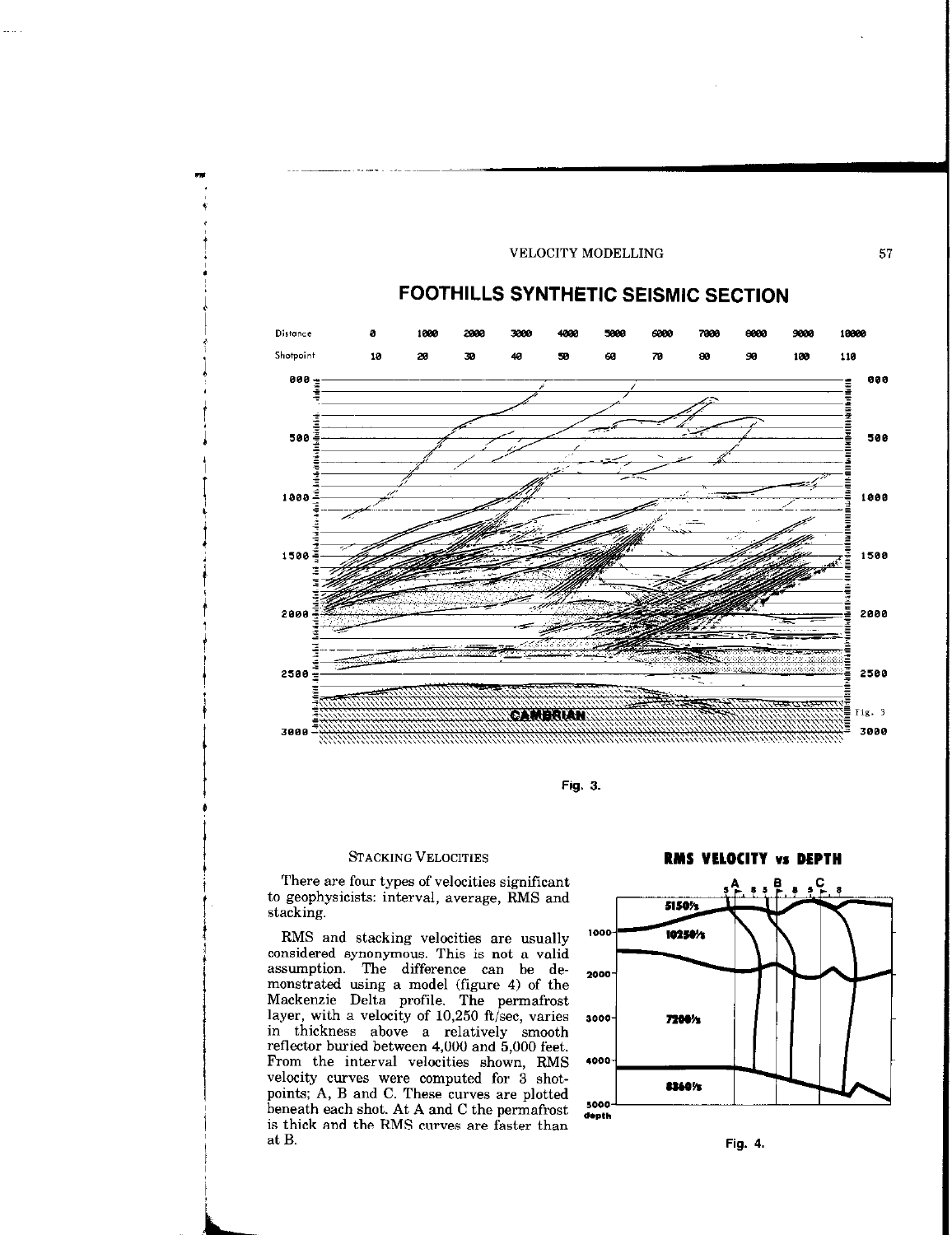# FOOTHILLS SYNTHETIC SEISMIC SECTION

Fig. 3.

## Stacking Velocities

There are four types of velocities significant to geophysicists: interval, average, RMS and stacking.

RMS and stacking velocities are usually considered synonymous. This is not a valid assumption. The difference can be demonstrated using a model (figure 4) of the Mackenzie Delta profile. The permafrost layer, with a velocity of 10,250 ft/sec, varies in thickness above a relatively smooth reflector buried between 4,000 and 5,000 feet. From the interval velocities shown, RMS velocity curves were computed for 3 shotpoints; A, B and C. These curves are plotted beneath each shot. At A and C the permafrost is thick and the RMS curves are faster than at B.

**RMS VELOCITY vs DEPTH**

Fig. 4.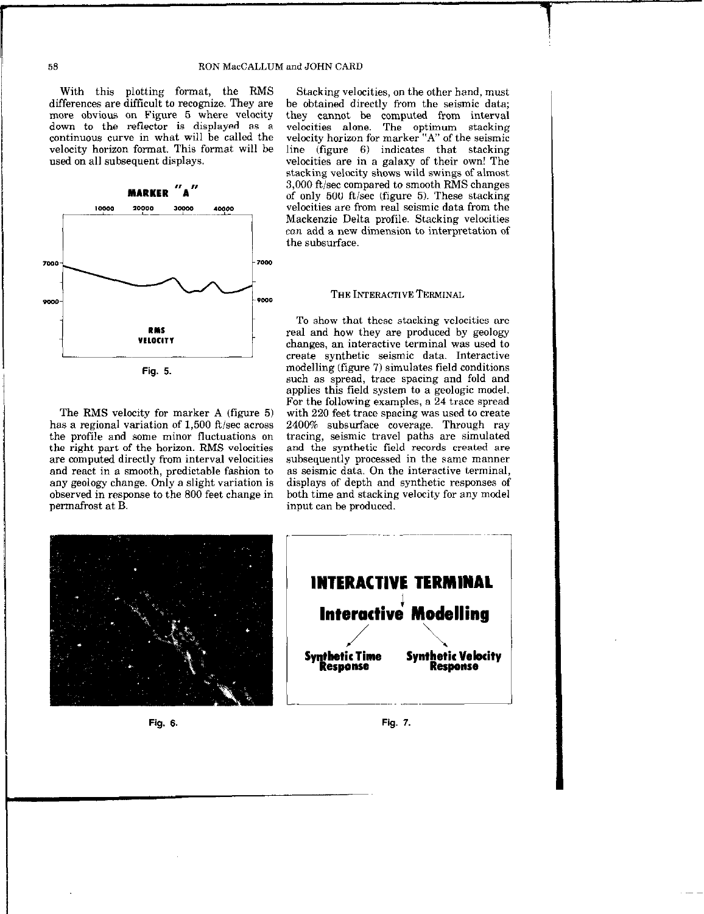With this plotting format, the RMS differences are difficult to recognize. They are more obvious on Figure 5 where velocity down to the reflector is displayed as a continuous curve in what will be called the velocity horizon format. This format will be used on all subsequent displays.

Fig. 5.

The RMS velocity for marker A (figure 5) has a regional variation of 1,500 ft/sec across the profile and some minor fluctuations on the right part of the horizon. RMS velocities are computed directly from interval velocities and react in a smooth, predictable fashion to any geology change. Only a slight variation is observed in response to the 800 feet change in permafrost at B.

Stacking velocities, on the other hand, must be obtained directly from the seismic data; they cannot be computed from interval velocities alone. The optimum stacking velocity horizon for marker "A" of the seismic line (figure 6) indicates that stacking velocities are in a galaxy of their own! The stacking velocity shows wild swings of almost 3,000 ft/sec compared to smooth RMS changes of only 500 ft/sec (figure 5). These stacking velocities are from real seismic data from the Mackenzie Delta profile. Stacking velocities *can* add a new dimension to interpretation of the subsurface.

## The Interactive Terminal

To show that these stacking velocities are real and how they are produced by geology changes, an interactive terminal was used to create synthetic seismic data. Interactive modelling (figure 7) simulates field conditions such as spread, trace spacing and fold and applies this field system to a geologic model. For the following examples, a 24 trace spread with 220 feet trace spacing was used to create 2400% subsurface coverage. Through ray tracing, seismic travel paths are simulated and the synthetic field records created are subsequently processed in the same manner as seismic data. On the interactive terminal, displays of depth and synthetic responses of both time and stacking velocity for any model input can be produced.

Fig. 6.

Fig. 7.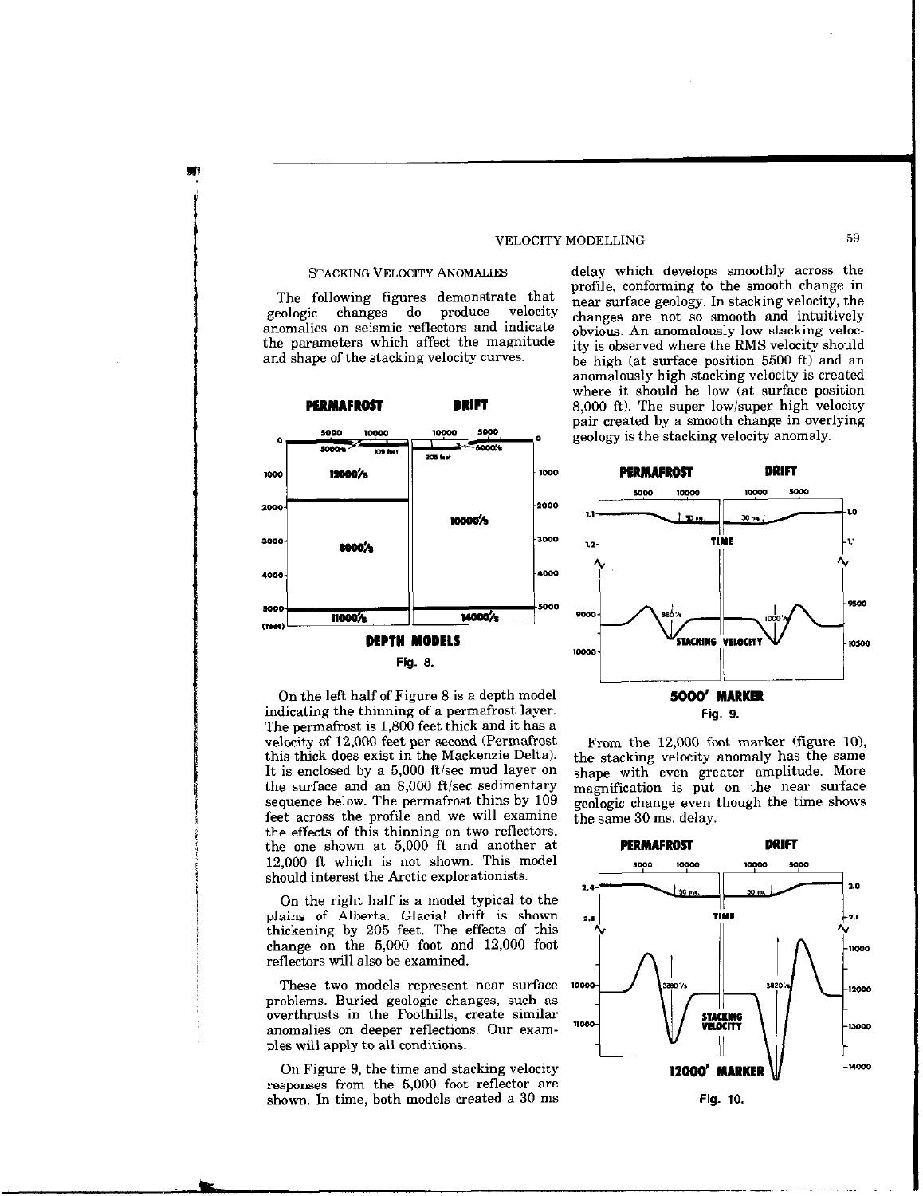### Stacking Velocity Anomalies

The following figures demonstrate that geologic changes do produce velocity anomalies on seismic reflectors and indicate the parameters which affect the magnitude and shape of the stacking velocity curves.

Fig. 8.

On the left half of Figure 8 is a depth model indicating the thinning of a permafrost layer. The permafrost is 1,800 feet thick and it has a velocity of 12,000 feet per second (Permafrost this thick does exist in the Mackenzie Delta). It is enclosed by a 5,000 ft/sec mud layer on the surface and an 8,000 ft/sec sedimentary sequence below. The permafrost thins by 109 feet across the profile and we will examine the effects of this thinning on two reflectors, the one shown at 5,000 ft and another at 12,000 ft which is not shown. This model should interest the Arctic explorationists.

On the right half is a model typical to the plains of Alberta. Glacial drift is shown thickening by 205 feet. The effects of this change on the 5,000 foot and 12,000 foot reflectors will also be examined.

These two models represent near surface problems. Buried geologic changes, such as overthrusts in the Foothills, create similar anomalies on deeper reflections. Our examples will apply to all conditions.

On Figure 9, the time and stacking velocity responses from the 5,000 foot reflector are shown. In time, both models created a 30 ms delay which develops smoothly across the profile, conforming to the smooth change in near surface geology. In stacking velocity, the changes are not so smooth and intuitively obvious. An anomalously low stacking velocity is observed where the RMS velocity should be high (at surface position 5500 ft) and an anomalously high stacking velocity is created where it should be low (at surface position 8,000 ft). The super low/super high velocity pair created by a smooth change in overlying geology is the stacking velocity anomaly.

Fig. 9.

From the 12,000 foot marker (figure 10), the stacking velocity anomaly has the same shape with even greater amplitude. More magnification is put on the near surface geologic change even though the time shows the same 30 ms. delay.

Fig. 10.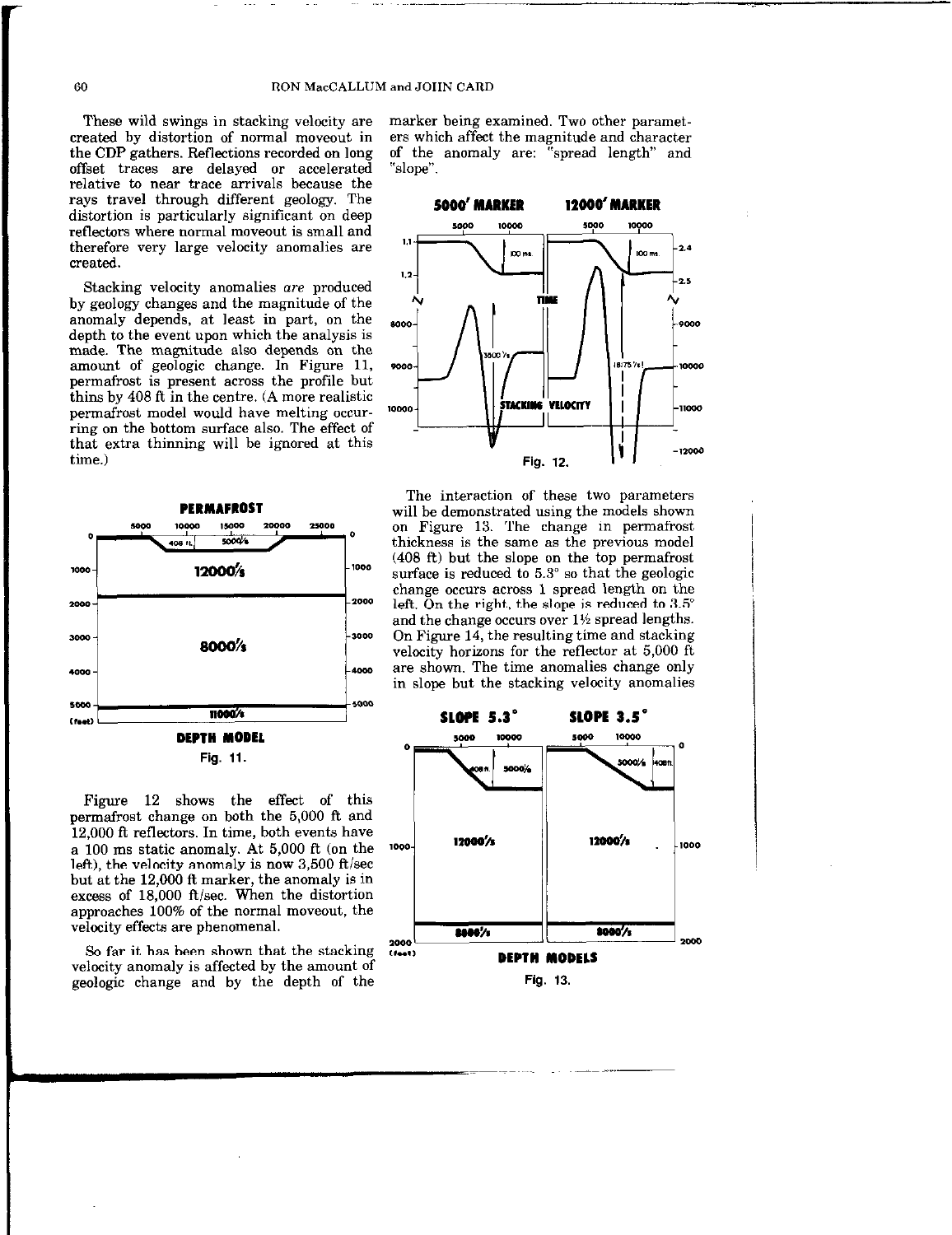These wild swings in stacking velocity are created by distortion of normal moveout in the CDP gathers. Reflections recorded on long offset traces are delayed or accelerated relative to near trace arrivals because the rays travel through different geology. The distortion is particularly significant on deep reflectors where normal moveout is small and therefore very large velocity anomalies are created.

Stacking velocity anomalies *are* produced by geology changes and the magnitude of the anomaly depends, at least in part, on the depth to the event upon which the analysis is made. The magnitude also depends on the amount of geologic change. In Figure 11, permafrost is present across the profile but thins by 408 ft in the centre. (A more realistic permafrost model would have melting occurring on the bottom surface also. The effect of that extra thinning will be ignored at this time.)

Fig. 11.

Figure 12 shows the effect of this permafrost change on both the 5,000 ft and 12,000 ft reflectors. In time, both events have a 100 ms static anomaly. At 5,000 ft (on the left), the velocity anomaly is now 3,500 ft/sec but at the 12,000 ft marker, the anomaly is in excess of 18,000 ft/sec. When the distortion approaches 100% of the normal moveout, the velocity effects are phenomenal.

So far it has been shown that the stacking velocity anomaly is affected by the amount of geologic change and by the depth of the marker being examined. Two other parameters which affect the magnitude and character of the anomaly are: "spread length" and "slope".

Fig. 12.

The interaction of these two parameters will be demonstrated using the models shown on Figure 13. The change in permafrost thickness is the same as the previous model (408 ft) but the slope on the top permafrost surface is reduced to 5.3° so that the geologic change occurs across 1 spread length on the left. On the right, the slope is reduced to 3.5° and the change occurs over 1½ spread lengths. On Figure 14, the resulting time and stacking velocity horizons for the reflector at 5,000 ft are shown. The time anomalies change only in slope but the stacking velocity anomalies

Fig. 13.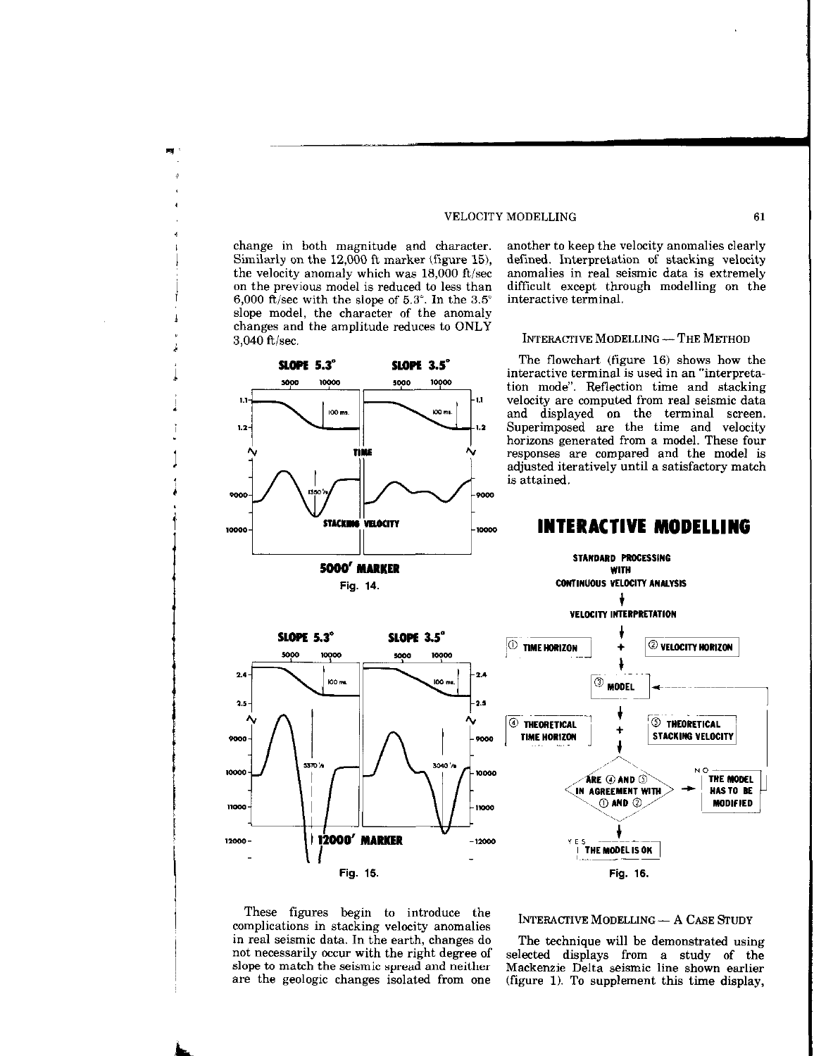change in both magnitude and character. Similarly on the 12,000 ft marker (figure 15), the velocity anomaly which was 18,000 ft/sec on the previous model is reduced to less than 6,000 ft/sec with the slope of 5.3°. In the 3.5° slope model, the character of the anomaly changes and the amplitude reduces to ONLY 3,040 ft/sec.

Fig. 14.

Fig. 15.

These figures begin to introduce the complications in stacking velocity anomalies in real seismic data. In the earth, changes do not necessarily occur with the right degree of slope to match the seismic spread and neither are the geologic changes isolated from one another to keep the velocity anomalies clearly defined. Interpretation of stacking velocity anomalies in real seismic data is extremely difficult except through modelling on the interactive terminal.

### Interactive Modelling — The Method

The flowchart (figure 16) shows how the interactive terminal is used in an "interpretation mode". Reflection time and stacking velocity are computed from real seismic data and displayed on the terminal screen. Superimposed are the time and velocity horizons generated from a model. These four responses are compared and the model is adjusted iteratively until a satisfactory match is attained.

Fig. 16.

### Interactive Modelling — A Case Study

The technique will be demonstrated using selected displays from a study of the Mackenzie Delta seismic line shown earlier (figure 1). To supplement this time display,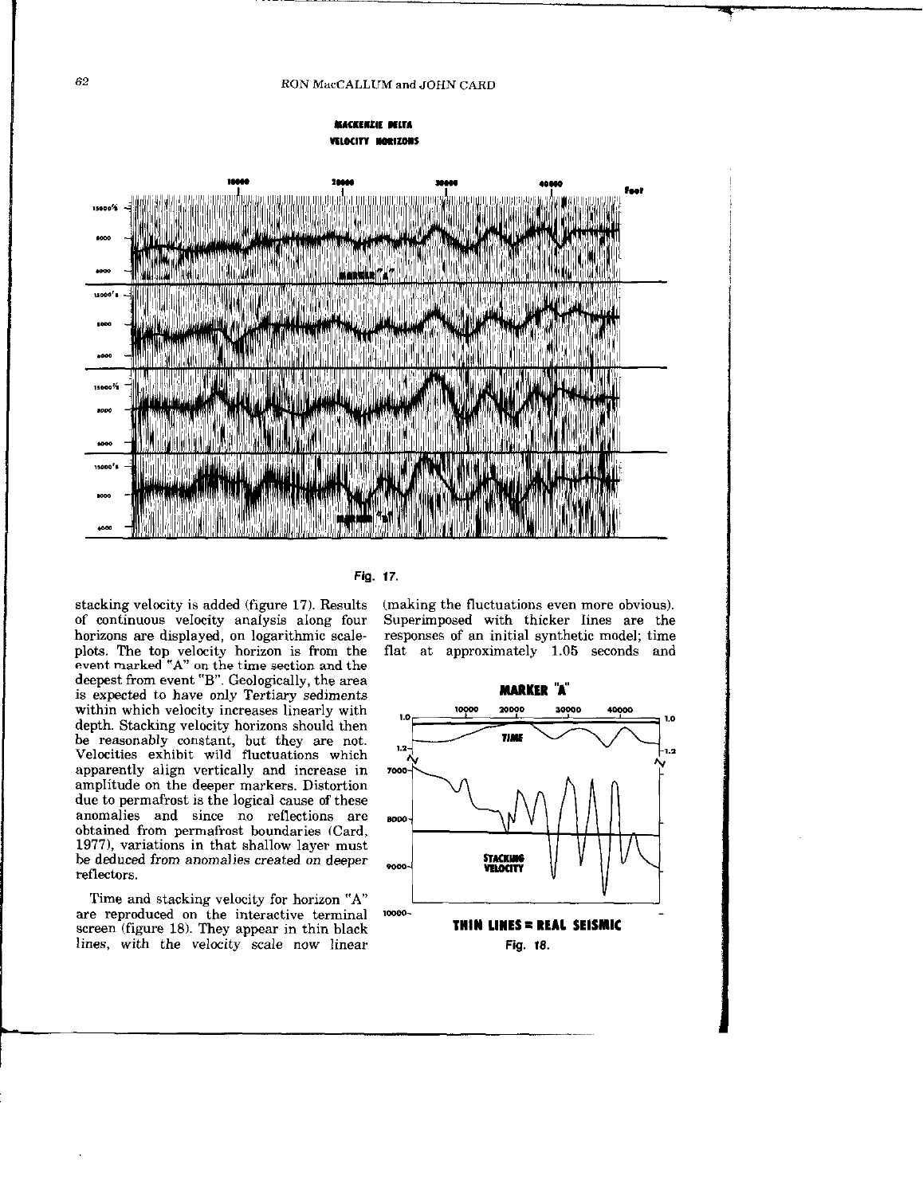Fig. 17.

stacking velocity is added (figure 17). Results of continuous velocity analysis along four horizons are displayed, on logarithmic scale-plots. The top velocity horizon is from the event marked "A" on the time section and the deepest from event "B". Geologically, the area is expected to have only Tertiary sediments within which velocity increases linearly with depth. Stacking velocity horizons should then be reasonably constant, but they are not. Velocities exhibit wild fluctuations which apparently align vertically and increase in amplitude on the deeper markers. Distortion due to permafrost is the logical cause of these anomalies and since no reflections are obtained from permafrost boundaries (Card, 1977), variations in that shallow layer must be deduced from anomalies created on deeper reflectors.

Time and stacking velocity for horizon "A" are reproduced on the interactive terminal screen (figure 18). They appear in thin black lines, with the velocity scale now linear (making the fluctuations even more obvious). Superimposed with thicker lines are the responses of an initial synthetic model; time flat at approximately 1.05 seconds and

Fig. 18.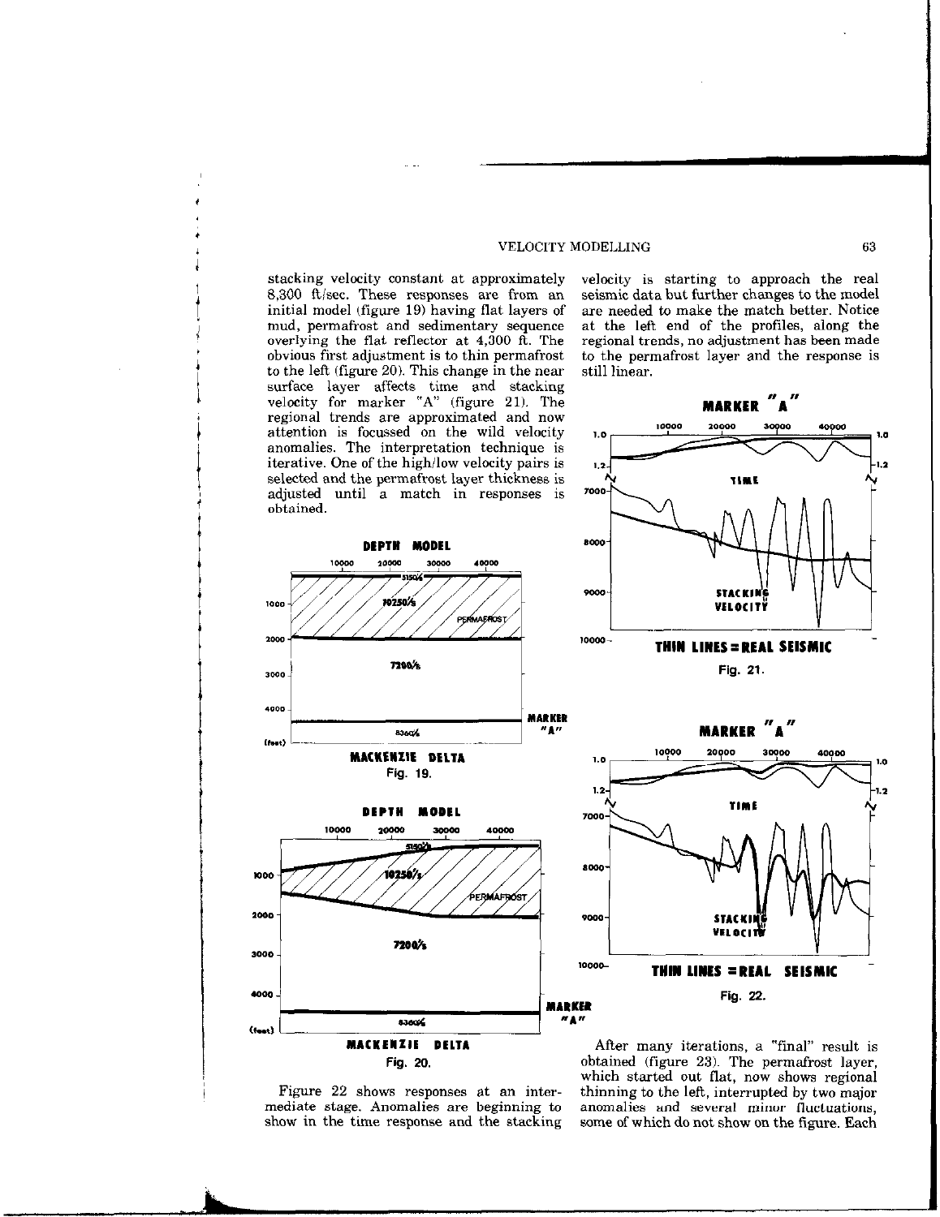stacking velocity constant at approximately 8,300 ft/sec. These responses are from an initial model (figure 19) having flat layers of mud, permafrost and sedimentary sequence overlying the flat reflector at 4,300 ft. The obvious first adjustment is to thin permafrost to the left (figure 20). This change in the near surface layer affects time and stacking velocity for marker "A" (figure 21). The regional trends are approximated and now attention is focussed on the wild velocity anomalies. The interpretation technique is iterative. One of the high/low velocity pairs is selected and the permafrost layer thickness is adjusted until a match in responses is obtained.

Fig. 19.

Fig. 20.

Figure 22 shows responses at an intermediate stage. Anomalies are beginning to show in the time response and the stacking velocity is starting to approach the real seismic data but further changes to the model are needed to make the match better. Notice at the left end of the profiles, along the regional trends, no adjustment has been made to the permafrost layer and the response is still linear.

Fig. 21.

Fig. 22.

After many iterations, a "final" result is obtained (figure 23). The permafrost layer, which started out flat, now shows regional thinning to the left, interrupted by two major anomalies and several minor fluctuations, some of which do not show on the figure. Each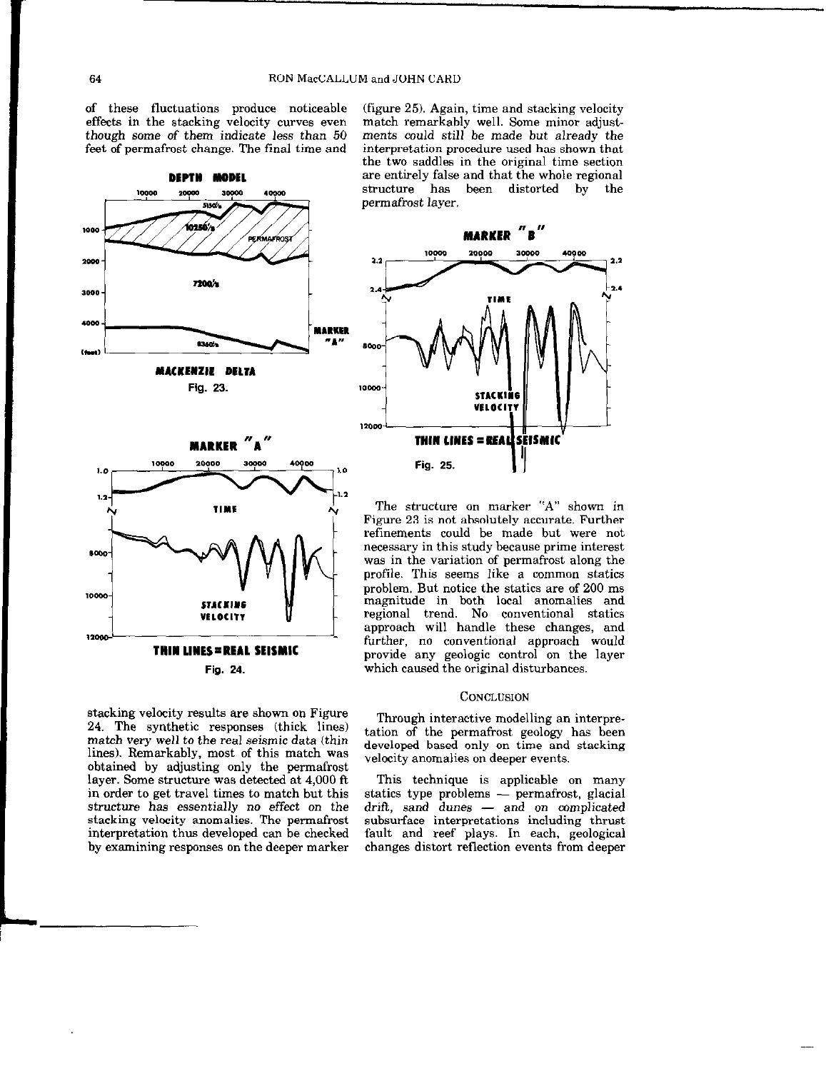of these fluctuations produce noticeable effects in the stacking velocity curves even though some of them indicate less than 50 feet of permafrost change. The final time and stacking velocity results are shown on Figure 24. The synthetic responses (thick lines) match very well to the real seismic data (thin lines). Remarkably, most of this match was obtained by adjusting only the permafrost layer. Some structure was detected at 4,000 ft in order to get travel times to match but this structure has essentially no effect on the stacking velocity anomalies. The permafrost interpretation thus developed can be checked by examining responses on the deeper marker (figure 25). Again, time and stacking velocity match remarkably well. Some minor adjustments could still be made but already the interpretation procedure used has shown that the two saddles in the original time section are entirely false and that the whole regional structure has been distorted by the permafrost layer.

Fig. 23.

Fig. 24.

Fig. 25.

The structure on marker "A" shown in Figure 23 is not absolutely accurate. Further refinements could be made but were not necessary in this study because prime interest was in the variation of permafrost along the profile. This seems like a common statics problem. But notice the statics are of 200 ms magnitude in both local anomalies and regional trend. No conventional statics approach will handle these changes, and further, no conventional approach would provide any geologic control on the layer which caused the original disturbances.

## CONCLUSION

Through interactive modelling an interpretation of the permafrost geology has been developed based only on time and stacking velocity anomalies on deeper events.

This technique is applicable on many statics type problems — permafrost, glacial drift, sand dunes — and on complicated subsurface interpretations including thrust fault and reef plays. In each, geological changes distort reflection events from deeper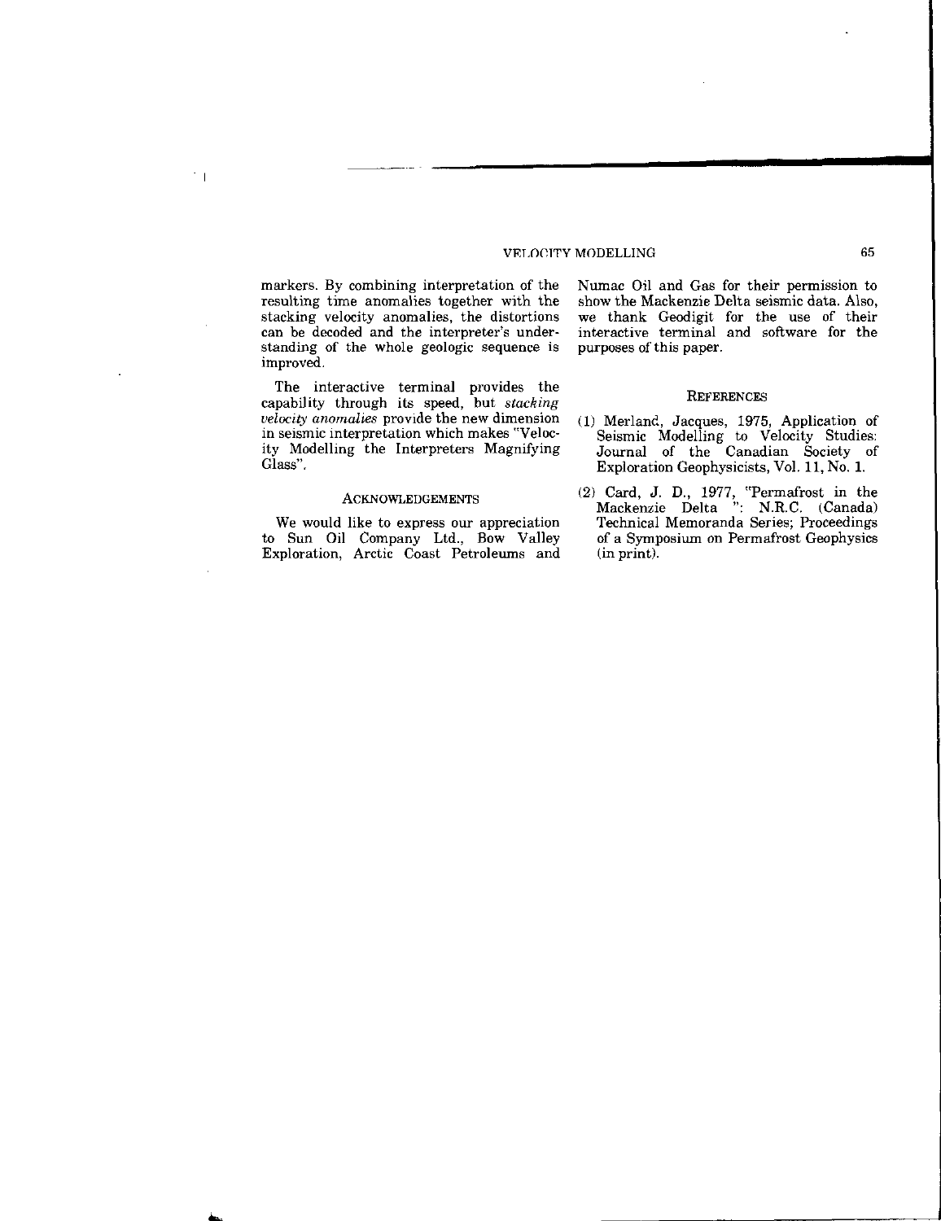markers. By combining interpretation of the resulting time anomalies together with the stacking velocity anomalies, the distortions can be decoded and the interpreter's understanding of the whole geologic sequence is improved.

The interactive terminal provides the capability through its speed, but *stacking velocity anomalies* provide the new dimension in seismic interpretation which makes "Velocity Modelling the Interpreters Magnifying Glass".

## ACKNOWLEDGEMENTS

We would like to express our appreciation to Sun Oil Company Ltd., Bow Valley Exploration, Arctic Coast Petroleums and Numac Oil and Gas for their permission to show the Mackenzie Delta seismic data. Also, we thank Geodigit for the use of their interactive terminal and software for the purposes of this paper.

## REFERENCES

(1) Merland, Jacques, 1975, Application of Seismic Modelling to Velocity Studies: Journal of the Canadian Society of Exploration Geophysicists, Vol. 11, No. 1.

(2) Card, J. D., 1977, "Permafrost in the Mackenzie Delta ": N.R.C. (Canada) Technical Memoranda Series; Proceedings of a Symposium on Permafrost Geophysics (in print).